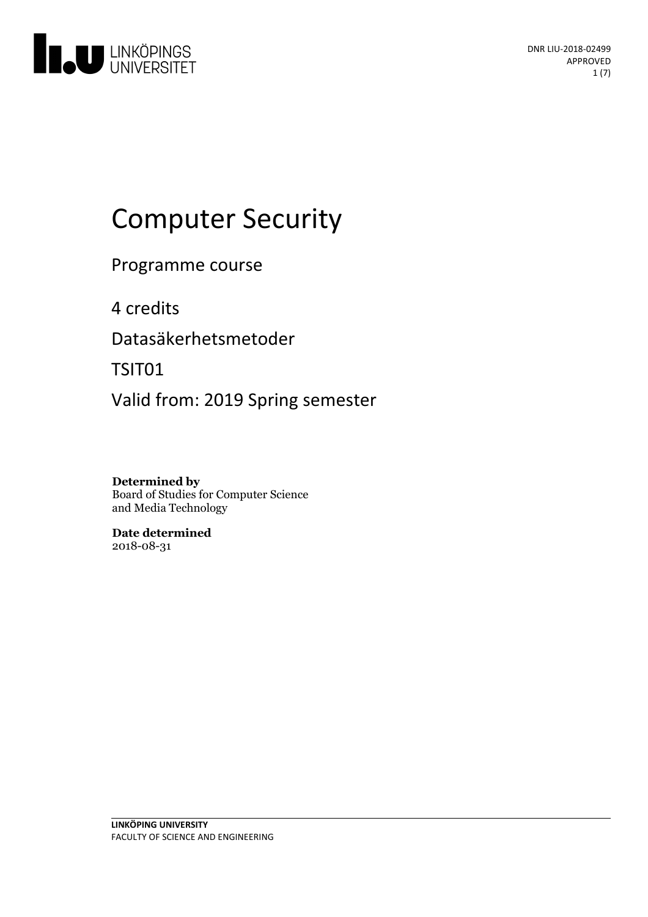DNR LIU-2018-02499
APPROVED

# Computer Security

Programme course

4 credits

Datasäkerhetsmetoder

TSIT01

Valid from: 2019 Spring semester

**Determined by**
Board of Studies for Computer Science and Media Technology

**Date determined**
2018-08-31

**LINKÖPING UNIVERSITY**
FACULTY OF SCIENCE AND ENGINEERING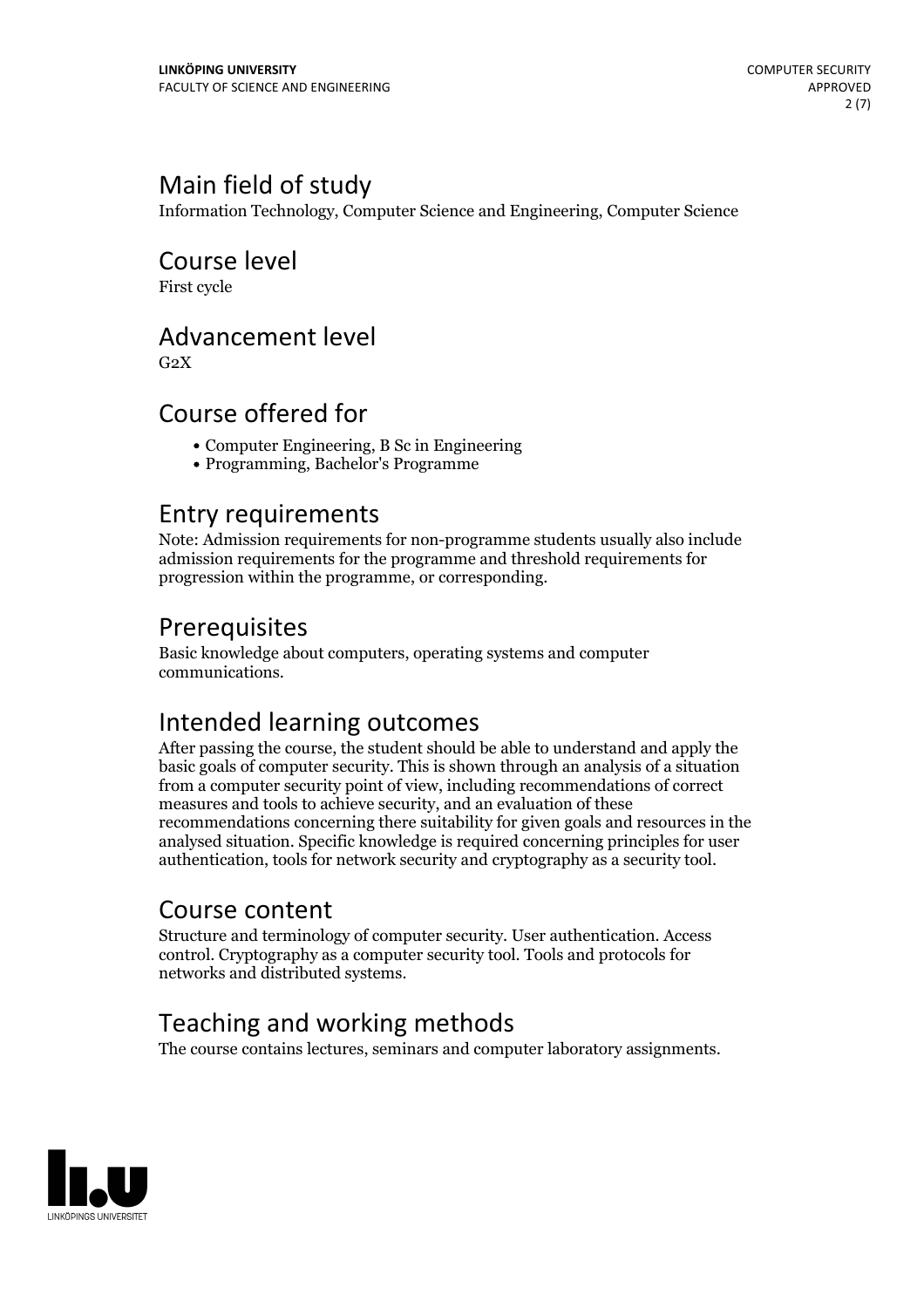## Main field of study

Information Technology, Computer Science and Engineering, Computer Science

## Course level

First cycle

## Advancement level

G2X

## Course offered for

- Computer Engineering, B Sc in Engineering
- Programming, Bachelor's Programme

## Entry requirements

Note: Admission requirements for non-programme students usually also include admission requirements for the programme and threshold requirements for progression within the programme, or corresponding.

## Prerequisites

Basic knowledge about computers, operating systems and computer communications.

## Intended learning outcomes

After passing the course, the student should be able to understand and apply the basic goals of computer security. This is shown through an analysis of a situation from a computer security point of view, including recommendations of correct measures and tools to achieve security, and an evaluation of these recommendations concerning there suitability for given goals and resources in the analysed situation. Specific knowledge is required concerning principles for user authentication, tools for network security and cryptography as a security tool.

## Course content

Structure and terminology of computer security. User authentication. Access control. Cryptography as a computer security tool. Tools and protocols for networks and distributed systems.

## Teaching and working methods

The course contains lectures, seminars and computer laboratory assignments.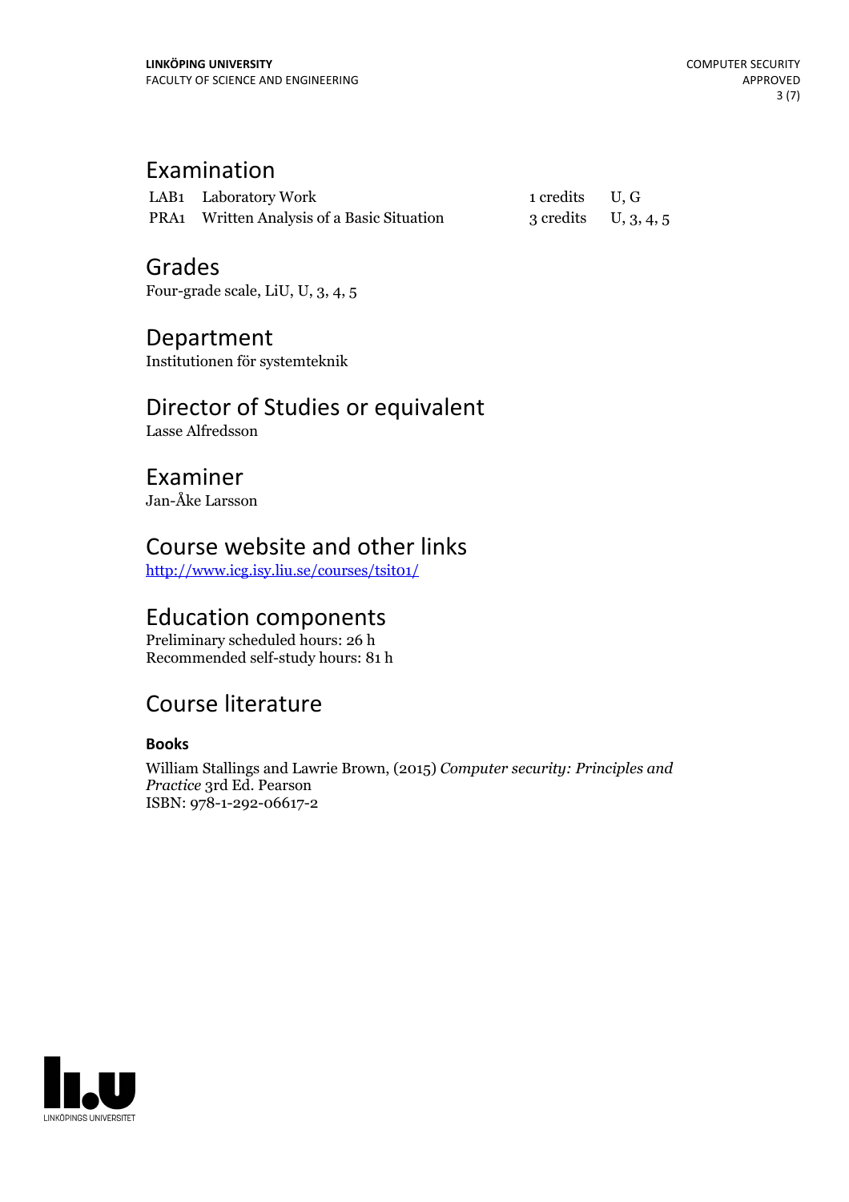## Examination

| | | | |
|---|---|---|---|
| LAB1 | Laboratory Work | 1 credits | U, G |
| PRA1 | Written Analysis of a Basic Situation | 3 credits | U, 3, 4, 5 |

## Grades

Four-grade scale, LiU, U, 3, 4, 5

## Department

Institutionen för systemteknik

## Director of Studies or equivalent

Lasse Alfredsson

## Examiner

Jan-Åke Larsson

## Course website and other links

[http://www.icg.isy.liu.se/courses/tsit01/](http://www.icg.isy.liu.se/courses/tsit01/)

## Education components

Preliminary scheduled hours: 26 h
Recommended self-study hours: 81 h

## Course literature

### Books

William Stallings and Lawrie Brown, (2015) *Computer security: Principles and Practice* 3rd Ed. Pearson
ISBN: 978-1-292-06617-2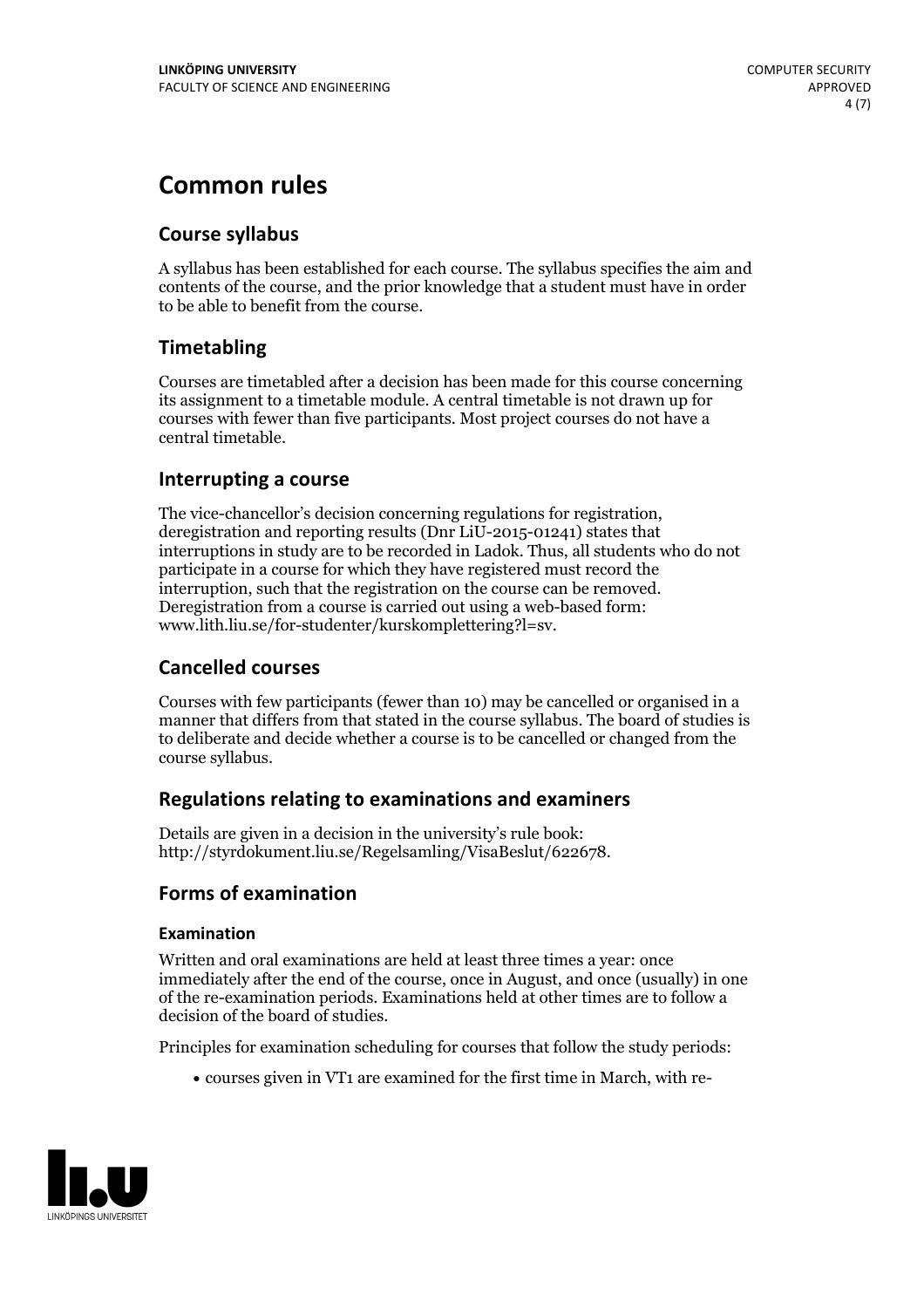# Common rules

## Course syllabus

A syllabus has been established for each course. The syllabus specifies the aim and contents of the course, and the prior knowledge that a student must have in order to be able to benefit from the course.

## Timetabling

Courses are timetabled after a decision has been made for this course concerning its assignment to a timetable module. A central timetable is not drawn up for courses with fewer than five participants. Most project courses do not have a central timetable.

## Interrupting a course

The vice-chancellor's decision concerning regulations for registration, deregistration and reporting results (Dnr LiU-2015-01241) states that interruptions in study are to be recorded in Ladok. Thus, all students who do not participate in a course for which they have registered must record the interruption, such that the registration on the course can be removed. Deregistration from a course is carried out using a web-based form: www.lith.liu.se/for-studenter/kurskomplettering?l=sv.

## Cancelled courses

Courses with few participants (fewer than 10) may be cancelled or organised in a manner that differs from that stated in the course syllabus. The board of studies is to deliberate and decide whether a course is to be cancelled or changed from the course syllabus.

## Regulations relating to examinations and examiners

Details are given in a decision in the university's rule book: http://styrdokument.liu.se/Regelsamling/VisaBeslut/622678.

## Forms of examination

### Examination

Written and oral examinations are held at least three times a year: once immediately after the end of the course, once in August, and once (usually) in one of the re-examination periods. Examinations held at other times are to follow a decision of the board of studies.

Principles for examination scheduling for courses that follow the study periods:

- courses given in VT1 are examined for the first time in March, with re-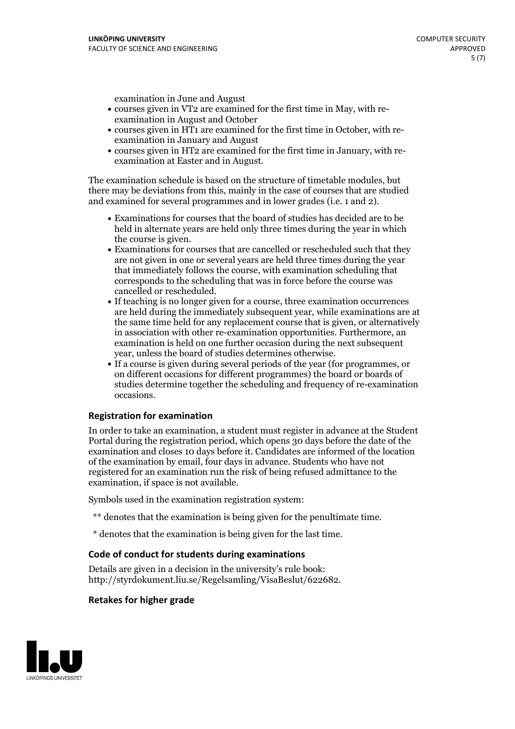examination in June and August

- courses given in VT2 are examined for the first time in May, with re-examination in August and October
- courses given in HT1 are examined for the first time in October, with re-examination in January and August
- courses given in HT2 are examined for the first time in January, with re-examination at Easter and in August.

The examination schedule is based on the structure of timetable modules, but there may be deviations from this, mainly in the case of courses that are studied and examined for several programmes and in lower grades (i.e. 1 and 2).

- Examinations for courses that the board of studies has decided are to be held in alternate years are held only three times during the year in which the course is given.
- Examinations for courses that are cancelled or rescheduled such that they are not given in one or several years are held three times during the year that immediately follows the course, with examination scheduling that corresponds to the scheduling that was in force before the course was cancelled or rescheduled.
- If teaching is no longer given for a course, three examination occurrences are held during the immediately subsequent year, while examinations are at the same time held for any replacement course that is given, or alternatively in association with other re-examination opportunities. Furthermore, an examination is held on one further occasion during the next subsequent year, unless the board of studies determines otherwise.
- If a course is given during several periods of the year (for programmes, or on different occasions for different programmes) the board or boards of studies determine together the scheduling and frequency of re-examination occasions.

### Registration for examination

In order to take an examination, a student must register in advance at the Student Portal during the registration period, which opens 30 days before the date of the examination and closes 10 days before it. Candidates are informed of the location of the examination by email, four days in advance. Students who have not registered for an examination run the risk of being refused admittance to the examination, if space is not available.

Symbols used in the examination registration system:

** denotes that the examination is being given for the penultimate time.

* denotes that the examination is being given for the last time.

### Code of conduct for students during examinations

Details are given in a decision in the university's rule book: http://styrdokument.liu.se/Regelsamling/VisaBeslut/622682.

### Retakes for higher grade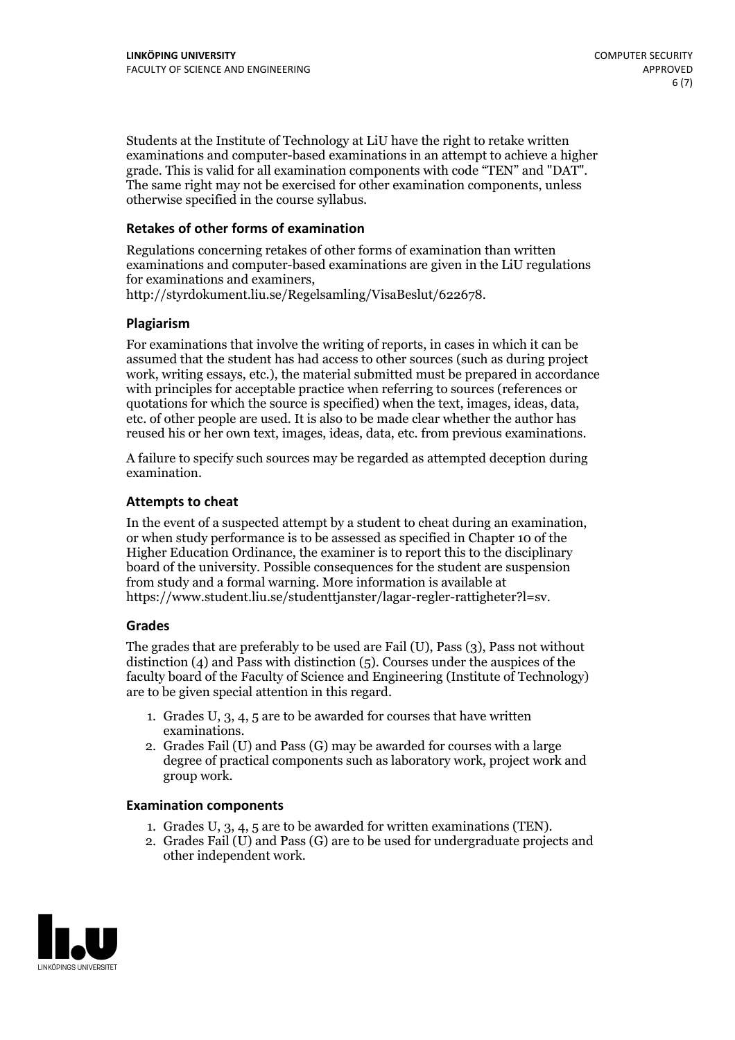Students at the Institute of Technology at LiU have the right to retake written examinations and computer-based examinations in an attempt to achieve a higher grade. This is valid for all examination components with code "TEN" and "DAT". The same right may not be exercised for other examination components, unless otherwise specified in the course syllabus.

### Retakes of other forms of examination

Regulations concerning retakes of other forms of examination than written examinations and computer-based examinations are given in the LiU regulations for examinations and examiners, http://styrdokument.liu.se/Regelsamling/VisaBeslut/622678.

### Plagiarism

For examinations that involve the writing of reports, in cases in which it can be assumed that the student has had access to other sources (such as during project work, writing essays, etc.), the material submitted must be prepared in accordance with principles for acceptable practice when referring to sources (references or quotations for which the source is specified) when the text, images, ideas, data, etc. of other people are used. It is also to be made clear whether the author has reused his or her own text, images, ideas, data, etc. from previous examinations.

A failure to specify such sources may be regarded as attempted deception during examination.

### Attempts to cheat

In the event of a suspected attempt by a student to cheat during an examination, or when study performance is to be assessed as specified in Chapter 10 of the Higher Education Ordinance, the examiner is to report this to the disciplinary board of the university. Possible consequences for the student are suspension from study and a formal warning. More information is available at https://www.student.liu.se/studenttjanster/lagar-regler-rattigheter?l=sv.

### Grades

The grades that are preferably to be used are Fail (U), Pass (3), Pass not without distinction (4) and Pass with distinction (5). Courses under the auspices of the faculty board of the Faculty of Science and Engineering (Institute of Technology) are to be given special attention in this regard.

1. Grades U, 3, 4, 5 are to be awarded for courses that have written examinations.
2. Grades Fail (U) and Pass (G) may be awarded for courses with a large degree of practical components such as laboratory work, project work and group work.

### Examination components

1. Grades U, 3, 4, 5 are to be awarded for written examinations (TEN).
2. Grades Fail (U) and Pass (G) are to be used for undergraduate projects and other independent work.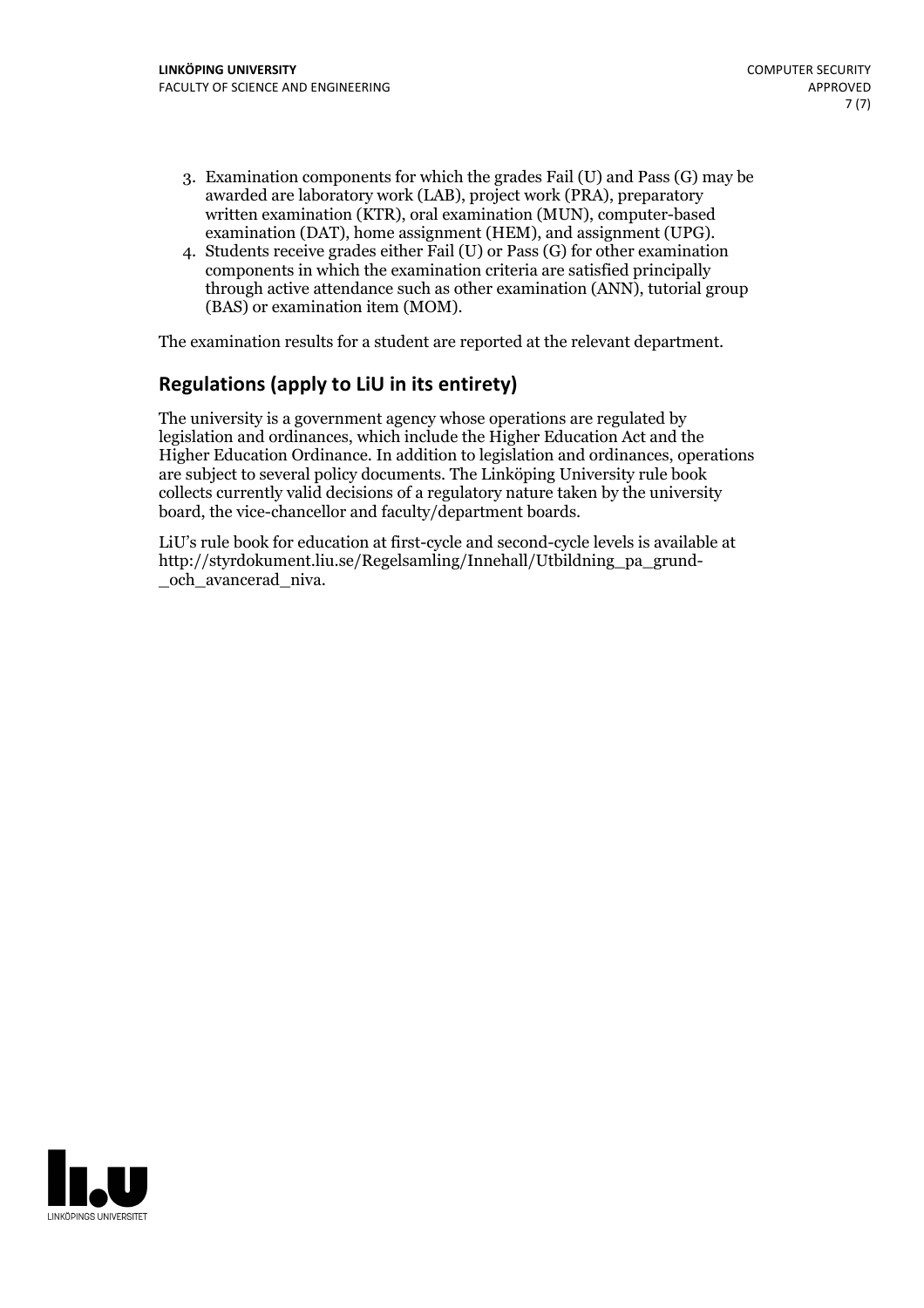3. Examination components for which the grades Fail (U) and Pass (G) may be awarded are laboratory work (LAB), project work (PRA), preparatory written examination (KTR), oral examination (MUN), computer-based examination (DAT), home assignment (HEM), and assignment (UPG).
4. Students receive grades either Fail (U) or Pass (G) for other examination components in which the examination criteria are satisfied principally through active attendance such as other examination (ANN), tutorial group (BAS) or examination item (MOM).

The examination results for a student are reported at the relevant department.

## Regulations (apply to LiU in its entirety)

The university is a government agency whose operations are regulated by legislation and ordinances, which include the Higher Education Act and the Higher Education Ordinance. In addition to legislation and ordinances, operations are subject to several policy documents. The Linköping University rule book collects currently valid decisions of a regulatory nature taken by the university board, the vice-chancellor and faculty/department boards.

LiU's rule book for education at first-cycle and second-cycle levels is available at http://styrdokument.liu.se/Regelsamling/Innehall/Utbildning_pa_grund-_och_avancerad_niva.